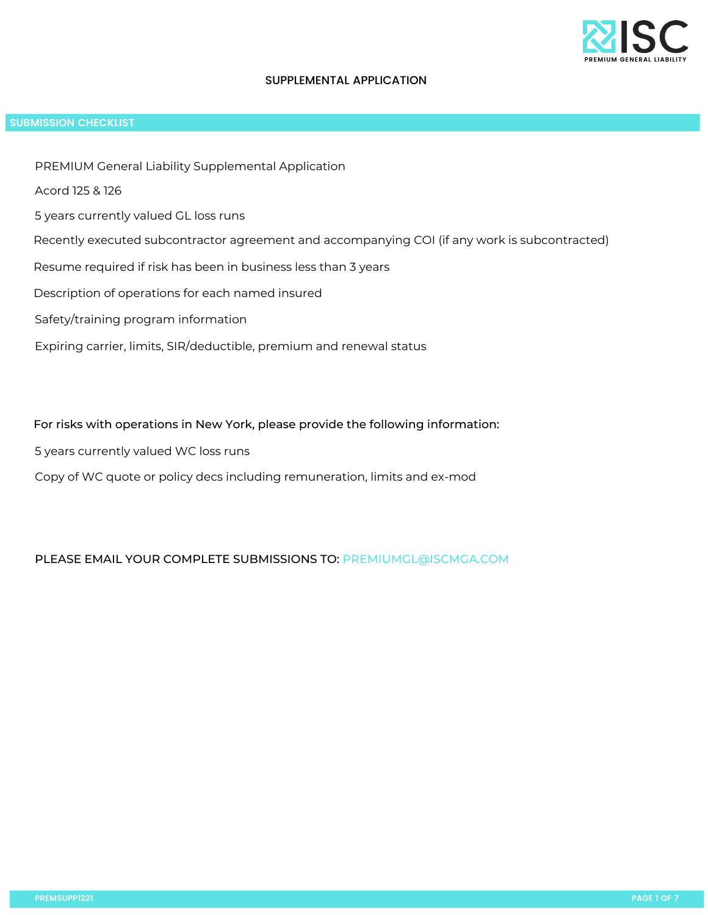# SUPPLEMENTAL APPLICATION

## SUBMISSION CHECKLIST

- PREMIUM General Liability Supplemental Application
- Acord 125 & 126
- 5 years currently valued GL loss runs
- Recently executed subcontractor agreement and accompanying COI (if any work is subcontracted)
- Resume required if risk has been in business less than 3 years
- Description of operations for each named insured
- Safety/training program information
- Expiring carrier, limits, SIR/deductible, premium and renewal status

For risks with operations in New York, please provide the following information:

- 5 years currently valued WC loss runs
- Copy of WC quote or policy decs including remuneration, limits and ex-mod

PLEASE EMAIL YOUR COMPLETE SUBMISSIONS TO: PREMIUMGL@ISCMGA.COM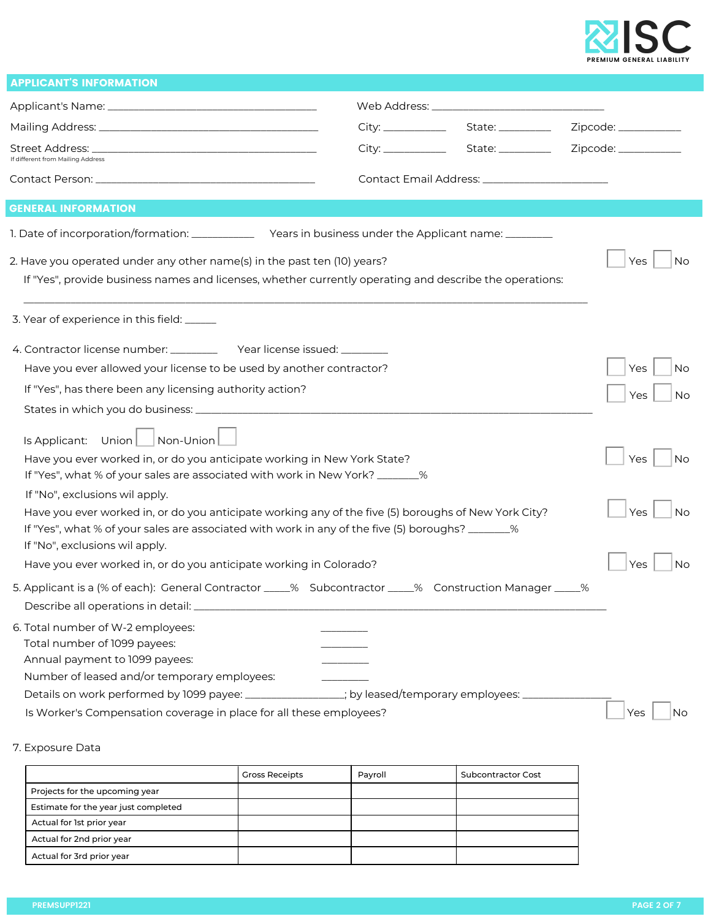## APPLICANT'S INFORMATION

Applicant's Name: ______________________________________

Web Address: ______________________________

Mailing Address: ______________________________________ City: ___________ State: _________ Zipcode: ___________

Street Address: ______________________________________ City: ___________ State: _________ Zipcode: ___________
If different from Mailing Address

Contact Person: ______________________________________

Contact Email Address: ______________________

## GENERAL INFORMATION

1. Date of incorporation/formation: ___________ Years in business under the Applicant name: ________

2. Have you operated under any other name(s) in the past ten (10) years? ☐ Yes ☐ No
   If "Yes", provide business names and licenses, whether currently operating and describe the operations:
   ______________________________________________________________________________

3. Year of experience in this field: _____

4. Contractor license number: ________ Year license issued: ________
   Have you ever allowed your license to be used by another contractor? ☐ Yes ☐ No
   If "Yes", has there been any licensing authority action? ☐ Yes ☐ No
   States in which you do business: ______________________________________________________________

   Is Applicant: Union ☐ Non-Union ☐
   Have you ever worked in, or do you anticipate working in New York State? ☐ Yes ☐ No
   If "Yes", what % of your sales are associated with work in New York? _______%
   If "No", exclusions wil apply.
   Have you ever worked in, or do you anticipate working any of the five (5) boroughs of New York City? ☐ Yes ☐ No
   If "Yes", what % of your sales are associated with work in any of the five (5) boroughs? _______%
   If "No", exclusions wil apply.
   Have you ever worked in, or do you anticipate working in Colorado? ☐ Yes ☐ No

5. Applicant is a (% of each): General Contractor ____% Subcontractor ____% Construction Manager ____%
   Describe all operations in detail: ______________________________________________________________

6. Total number of W-2 employees: ________
   Total number of 1099 payees: ________
   Annual payment to 1099 payees: ________
   Number of leased and/or temporary employees: ________
   Details on work performed by 1099 payee: _______________; by leased/temporary employees: _______________
   Is Worker's Compensation coverage in place for all these employees? ☐ Yes ☐ No

7. Exposure Data

| | Gross Receipts | Payroll | Subcontractor Cost |
|---|---|---|---|
| Projects for the upcoming year | | | |
| Estimate for the year just completed | | | |
| Actual for 1st prior year | | | |
| Actual for 2nd prior year | | | |
| Actual for 3rd prior year | | | |

PREMSUPP1221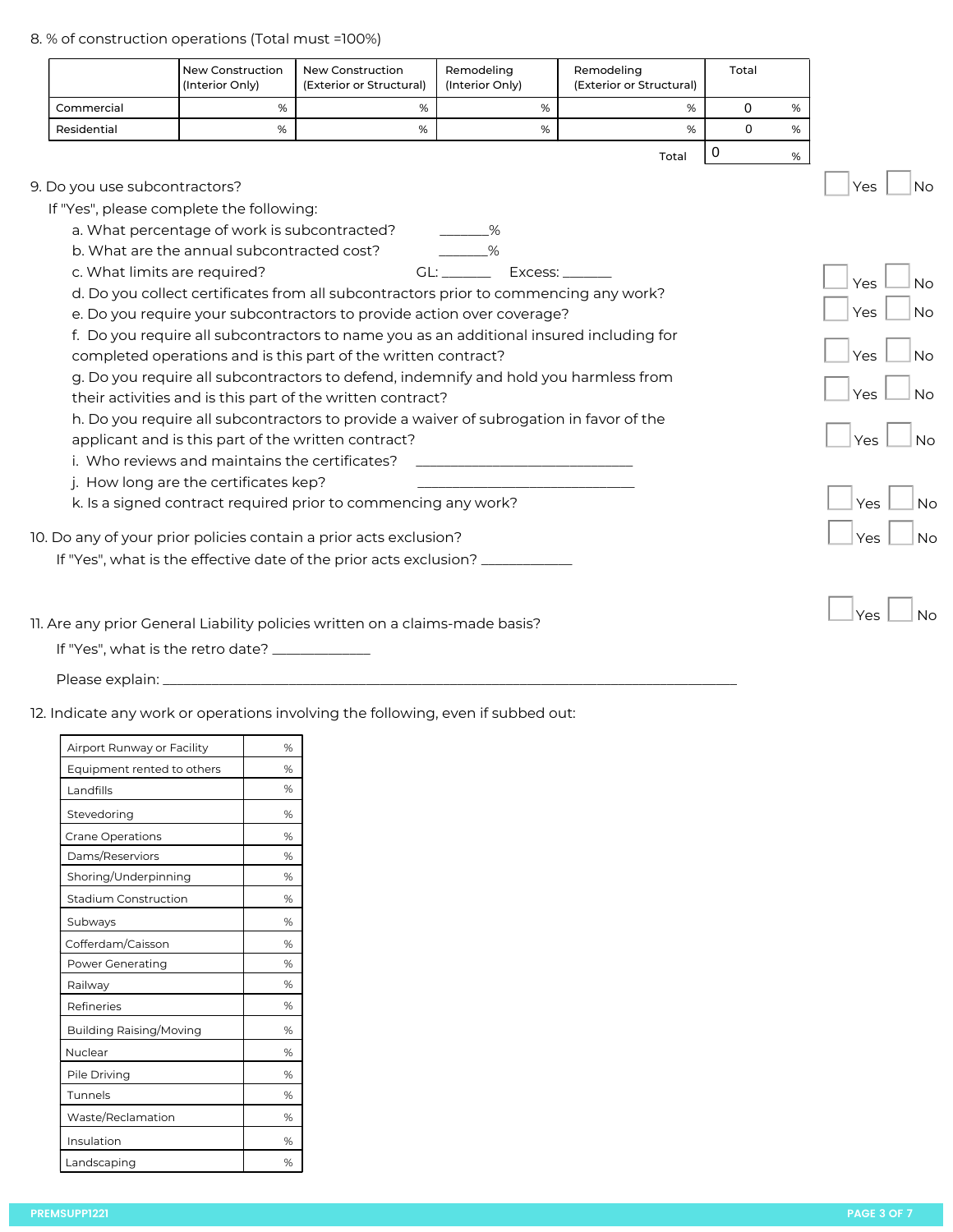8. % of construction operations (Total must =100%)

| | New Construction (Interior Only) | New Construction (Exterior or Structural) | Remodeling (Interior Only) | Remodeling (Exterior or Structural) | Total |
|---|---|---|---|---|---|
| Commercial | % | % | % | % | 0 % |
| Residential | % | % | % | % | 0 % |
| | | | | Total | 0 % |

9. Do you use subcontractors? ☐ Yes ☐ No

If "Yes", please complete the following:

a. What percentage of work is subcontracted? _______%

b. What are the annual subcontracted cost? _______%

c. What limits are required? GL: _______ Excess: _______

d. Do you collect certificates from all subcontractors prior to commencing any work? ☐ Yes ☐ No

e. Do you require your subcontractors to provide action over coverage? ☐ Yes ☐ No

f. Do you require all subcontractors to name you as an additional insured including for completed operations and is this part of the written contract? ☐ Yes ☐ No

g. Do you require all subcontractors to defend, indemnify and hold you harmless from their activities and is this part of the written contract? ☐ Yes ☐ No

h. Do you require all subcontractors to provide a waiver of subrogation in favor of the applicant and is this part of the written contract? ☐ Yes ☐ No

i. Who reviews and maintains the certificates? ______________________________

j. How long are the certificates kep? ______________________________

k. Is a signed contract required prior to commencing any work? ☐ Yes ☐ No

10. Do any of your prior policies contain a prior acts exclusion? ☐ Yes ☐ No

If "Yes", what is the effective date of the prior acts exclusion? _____________

11. Are any prior General Liability policies written on a claims-made basis? ☐ Yes ☐ No

If "Yes", what is the retro date? _____________

Please explain: ________________________________________________________________________________

12. Indicate any work or operations involving the following, even if subbed out:

| Operation | % |
|---|---|
| Airport Runway or Facility | % |
| Equipment rented to others | % |
| Landfills | % |
| Stevedoring | % |
| Crane Operations | % |
| Dams/Reserviors | % |
| Shoring/Underpinning | % |
| Stadium Construction | % |
| Subways | % |
| Cofferdam/Caisson | % |
| Power Generating | % |
| Railway | % |
| Refineries | % |
| Building Raising/Moving | % |
| Nuclear | % |
| Pile Driving | % |
| Tunnels | % |
| Waste/Reclamation | % |
| Insulation | % |
| Landscaping | % |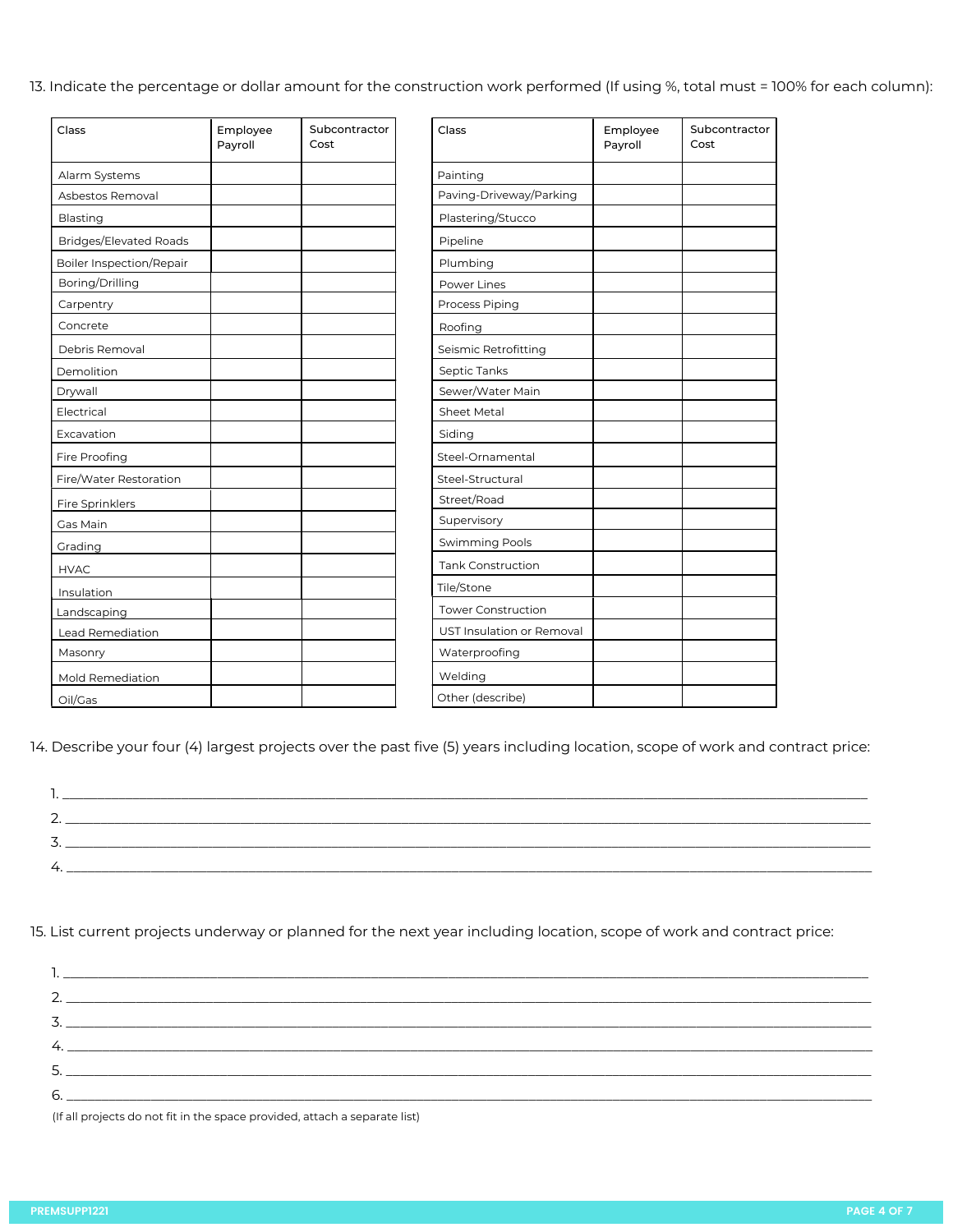13. Indicate the percentage or dollar amount for the construction work performed (If using %, total must = 100% for each column):

| Class | Employee Payroll | Subcontractor Cost |
|---|---|---|
| Alarm Systems | | |
| Asbestos Removal | | |
| Blasting | | |
| Bridges/Elevated Roads | | |
| Boiler Inspection/Repair | | |
| Boring/Drilling | | |
| Carpentry | | |
| Concrete | | |
| Debris Removal | | |
| Demolition | | |
| Drywall | | |
| Electrical | | |
| Excavation | | |
| Fire Proofing | | |
| Fire/Water Restoration | | |
| Fire Sprinklers | | |
| Gas Main | | |
| Grading | | |
| HVAC | | |
| Insulation | | |
| Landscaping | | |
| Lead Remediation | | |
| Masonry | | |
| Mold Remediation | | |
| Oil/Gas | | |

| Class | Employee Payroll | Subcontractor Cost |
|---|---|---|
| Painting | | |
| Paving-Driveway/Parking | | |
| Plastering/Stucco | | |
| Pipeline | | |
| Plumbing | | |
| Power Lines | | |
| Process Piping | | |
| Roofing | | |
| Seismic Retrofitting | | |
| Septic Tanks | | |
| Sewer/Water Main | | |
| Sheet Metal | | |
| Siding | | |
| Steel-Ornamental | | |
| Steel-Structural | | |
| Street/Road | | |
| Supervisory | | |
| Swimming Pools | | |
| Tank Construction | | |
| Tile/Stone | | |
| Tower Construction | | |
| UST Insulation or Removal | | |
| Waterproofing | | |
| Welding | | |
| Other (describe) | | |

14. Describe your four (4) largest projects over the past five (5) years including location, scope of work and contract price:

1. ____________________
2. ____________________
3. ____________________
4. ____________________

15. List current projects underway or planned for the next year including location, scope of work and contract price:

1. ____________________
2. ____________________
3. ____________________
4. ____________________
5. ____________________
6. ____________________

(If all projects do not fit in the space provided, attach a separate list)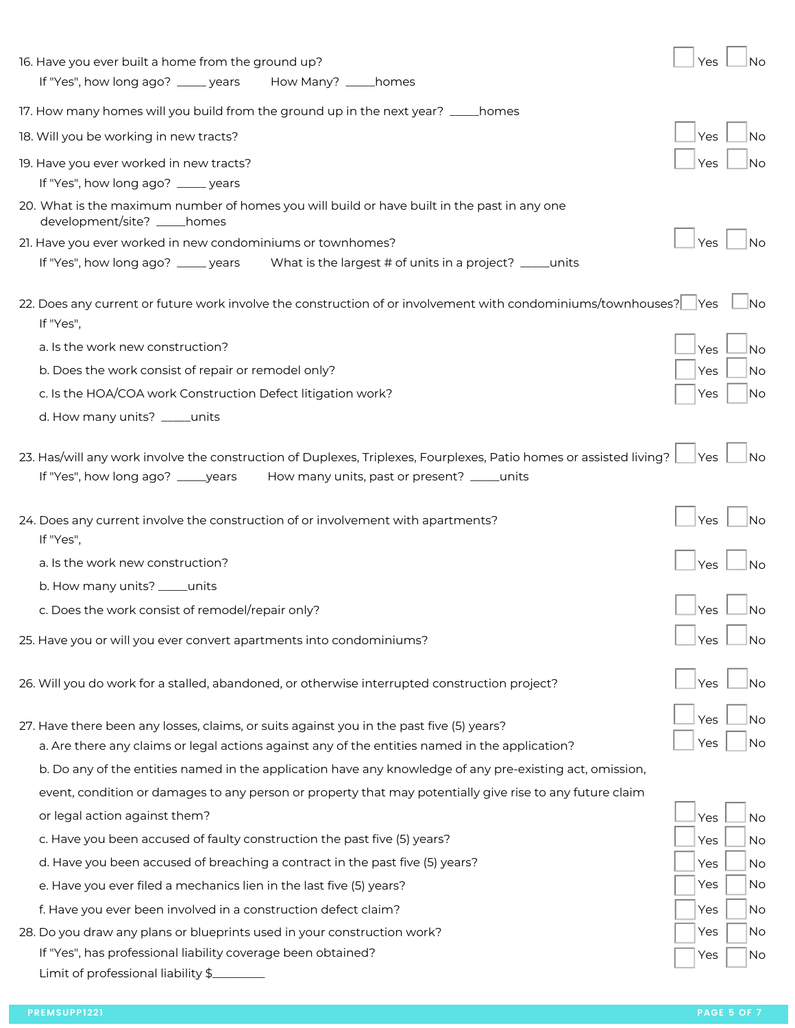16. Have you ever built a home from the ground up? ☐ Yes ☐ No

    If "Yes", how long ago? _____ years How Many? _____homes

17. How many homes will you build from the ground up in the next year? _____homes

18. Will you be working in new tracts? ☐ Yes ☐ No

19. Have you ever worked in new tracts? ☐ Yes ☐ No

    If "Yes", how long ago? _____ years

20. What is the maximum number of homes you will build or have built in the past in any one development/site? _____homes

21. Have you ever worked in new condominiums or townhomes? ☐ Yes ☐ No

    If "Yes", how long ago? _____ years What is the largest # of units in a project? _____units

22. Does any current or future work involve the construction of or involvement with condominiums/townhouses? ☐ Yes ☐ No

    If "Yes",

    a. Is the work new construction? ☐ Yes ☐ No

    b. Does the work consist of repair or remodel only? ☐ Yes ☐ No

    c. Is the HOA/COA work Construction Defect litigation work? ☐ Yes ☐ No

    d. How many units? _____units

23. Has/will any work involve the construction of Duplexes, Triplexes, Fourplexes, Patio homes or assisted living? ☐ Yes ☐ No

    If "Yes", how long ago? _____years How many units, past or present? _____units

24. Does any current involve the construction of or involvement with apartments? ☐ Yes ☐ No

    If "Yes",

    a. Is the work new construction? ☐ Yes ☐ No

    b. How many units? _____units

    c. Does the work consist of remodel/repair only? ☐ Yes ☐ No

25. Have you or will you ever convert apartments into condominiums? ☐ Yes ☐ No

26. Will you do work for a stalled, abandoned, or otherwise interrupted construction project? ☐ Yes ☐ No

27. Have there been any losses, claims, or suits against you in the past five (5) years? ☐ Yes ☐ No

    a. Are there any claims or legal actions against any of the entities named in the application? ☐ Yes ☐ No

    b. Do any of the entities named in the application have any knowledge of any pre-existing act, omission, event, condition or damages to any person or property that may potentially give rise to any future claim or legal action against them? ☐ Yes ☐ No

    c. Have you been accused of faulty construction the past five (5) years? ☐ Yes ☐ No

    d. Have you been accused of breaching a contract in the past five (5) years? ☐ Yes ☐ No

    e. Have you ever filed a mechanics lien in the last five (5) years? ☐ Yes ☐ No

    f. Have you ever been involved in a construction defect claim? ☐ Yes ☐ No

28. Do you draw any plans or blueprints used in your construction work? ☐ Yes ☐ No

    If "Yes", has professional liability coverage been obtained? ☐ Yes ☐ No

    Limit of professional liability $_________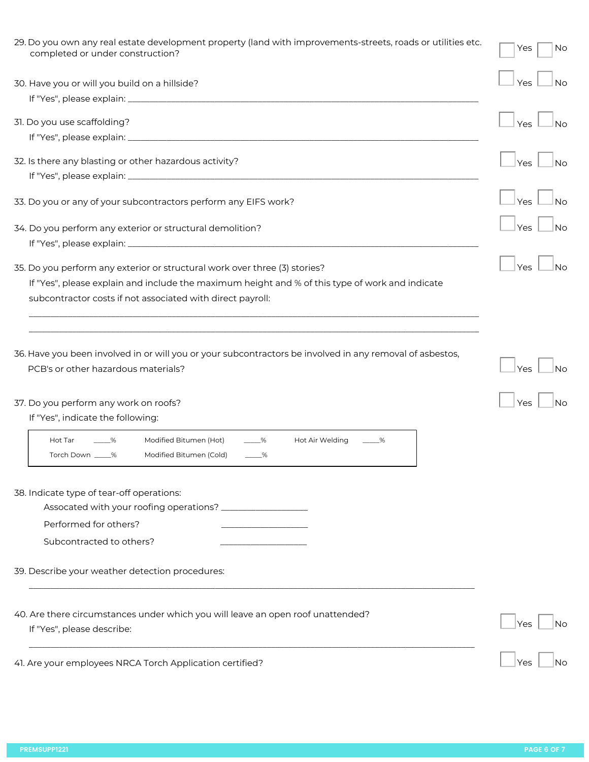29. Do you own any real estate development property (land with improvements-streets, roads or utilities etc. completed or under construction? ☐ Yes ☐ No

30. Have you or will you build on a hillside? ☐ Yes ☐ No

    If "Yes", please explain: ____________________

31. Do you use scaffolding? ☐ Yes ☐ No

    If "Yes", please explain: ____________________

32. Is there any blasting or other hazardous activity? ☐ Yes ☐ No

    If "Yes", please explain: ____________________

33. Do you or any of your subcontractors perform any EIFS work? ☐ Yes ☐ No

34. Do you perform any exterior or structural demolition? ☐ Yes ☐ No

    If "Yes", please explain: ____________________

35. Do you perform any exterior or structural work over three (3) stories? ☐ Yes ☐ No

    If "Yes", please explain and include the maximum height and % of this type of work and indicate subcontractor costs if not associated with direct payroll:

    ____________________

    ____________________

36. Have you been involved in or will you or your subcontractors be involved in any removal of asbestos, PCB's or other hazardous materials? ☐ Yes ☐ No

37. Do you perform any work on roofs? ☐ Yes ☐ No

    If "Yes", indicate the following:

| | | |
|---|---|---|
| Hot Tar _____% | Modified Bitumen (Hot) _____% | Hot Air Welding _____% |
| Torch Down _____% | Modified Bitumen (Cold) _____% | |

38. Indicate type of tear-off operations:

    Assocated with your roofing operations? ____________________

    Performed for others? ____________________

    Subcontracted to others? ____________________

39. Describe your weather detection procedures:

    ____________________

40. Are there circumstances under which you will leave an open roof unattended? ☐ Yes ☐ No

    If "Yes", please describe:

    ____________________

41. Are your employees NRCA Torch Application certified? ☐ Yes ☐ No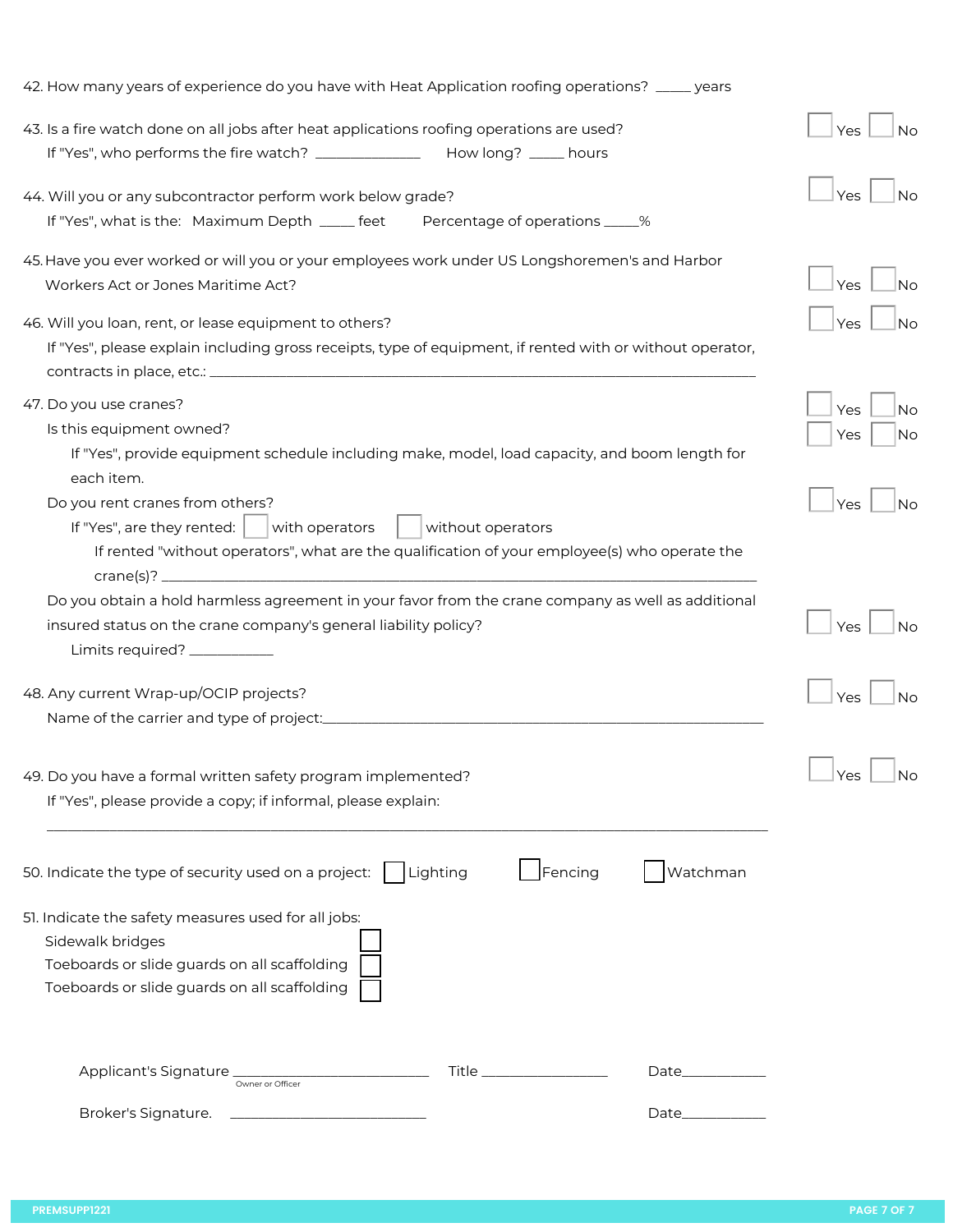42. How many years of experience do you have with Heat Application roofing operations? _____ years

43. Is a fire watch done on all jobs after heat applications roofing operations are used? ☐ Yes ☐ No

    If "Yes", who performs the fire watch? _______________ How long? _____ hours

44. Will you or any subcontractor perform work below grade? ☐ Yes ☐ No

    If "Yes", what is the: Maximum Depth _____ feet Percentage of operations _____%

45. Have you ever worked or will you or your employees work under US Longshoremen's and Harbor Workers Act or Jones Maritime Act? ☐ Yes ☐ No

46. Will you loan, rent, or lease equipment to others? ☐ Yes ☐ No

    If "Yes", please explain including gross receipts, type of equipment, if rented with or without operator, contracts in place, etc.: ______________________________________________________________________

47. Do you use cranes? ☐ Yes ☐ No

    Is this equipment owned? ☐ Yes ☐ No

    If "Yes", provide equipment schedule including make, model, load capacity, and boom length for each item.

    Do you rent cranes from others? ☐ Yes ☐ No

    If "Yes", are they rented: ☐ with operators ☐ without operators

    If rented "without operators", what are the qualification of your employee(s) who operate the crane(s)? ______________________________________________________________________

    Do you obtain a hold harmless agreement in your favor from the crane company as well as additional insured status on the crane company's general liability policy? ☐ Yes ☐ No

    Limits required? ____________

48. Any current Wrap-up/OCIP projects? ☐ Yes ☐ No

    Name of the carrier and type of project:______________________________________________________________________

49. Do you have a formal written safety program implemented? ☐ Yes ☐ No

    If "Yes", please provide a copy; if informal, please explain:

    ______________________________________________________________________

50. Indicate the type of security used on a project: ☐ Lighting ☐ Fencing ☐ Watchman

51. Indicate the safety measures used for all jobs:

    Sidewalk bridges ☐

    Toeboards or slide guards on all scaffolding ☐

    Toeboards or slide guards on all scaffolding ☐

Applicant's Signature ___________________________ Title __________________ Date____________

Owner or Officer

Broker's Signature. ___________________________ Date____________

PREMSUPP1221